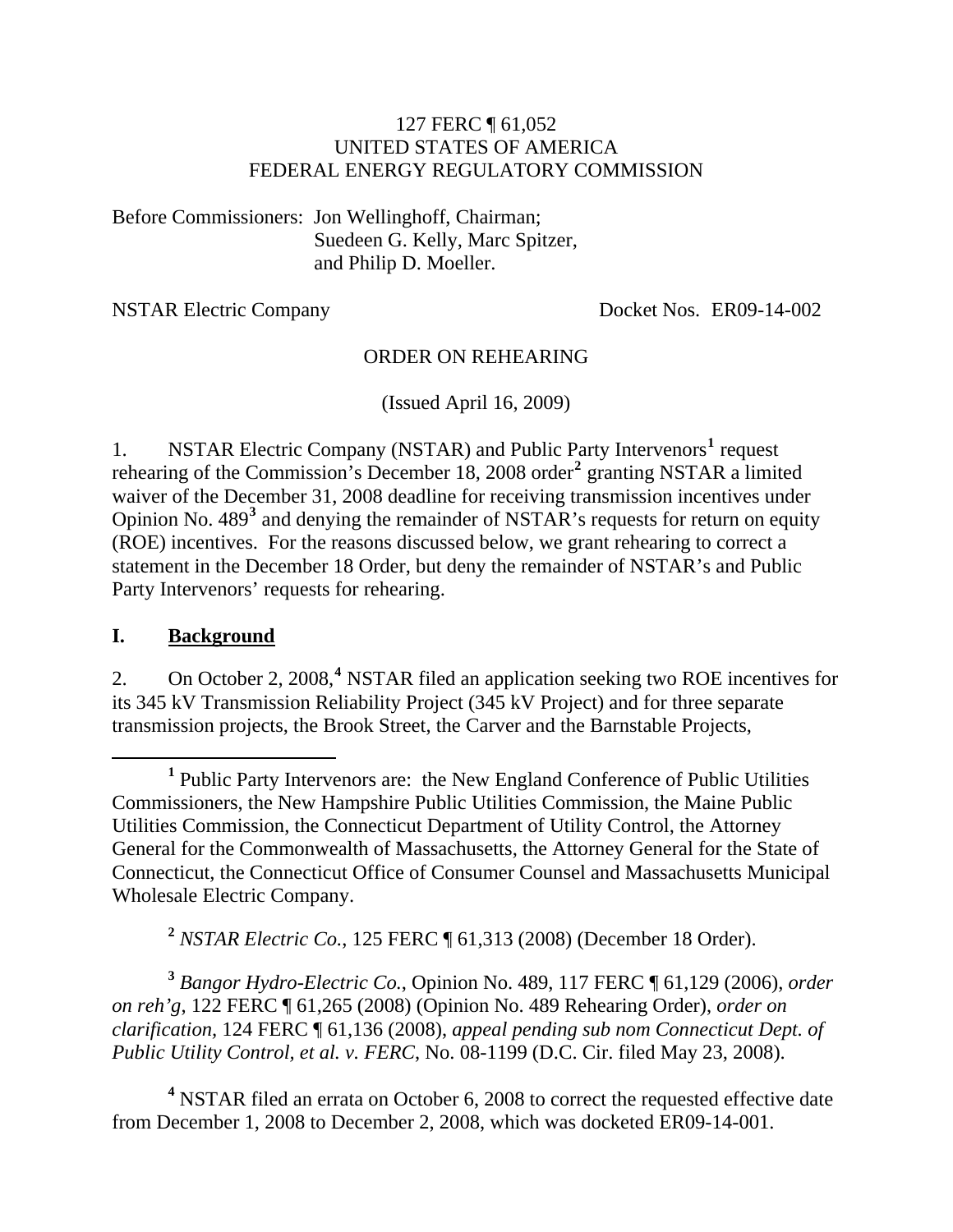127 FERC ¶ 61,052
UNITED STATES OF AMERICA
FEDERAL ENERGY REGULATORY COMMISSION

Before Commissioners: Jon Wellinghoff, Chairman;
Suedeen G. Kelly, Marc Spitzer,
and Philip D. Moeller.

NSTAR Electric Company — Docket Nos. ER09-14-002

ORDER ON REHEARING

(Issued April 16, 2009)

1. NSTAR Electric Company (NSTAR) and Public Party Intervenors[1] request rehearing of the Commission's December 18, 2008 order[2] granting NSTAR a limited waiver of the December 31, 2008 deadline for receiving transmission incentives under Opinion No. 489[3] and denying the remainder of NSTAR's requests for return on equity (ROE) incentives. For the reasons discussed below, we grant rehearing to correct a statement in the December 18 Order, but deny the remainder of NSTAR's and Public Party Intervenors' requests for rehearing.

## I. Background

2. On October 2, 2008,[4] NSTAR filed an application seeking two ROE incentives for its 345 kV Transmission Reliability Project (345 kV Project) and for three separate transmission projects, the Brook Street, the Carver and the Barnstable Projects,

---

[1] Public Party Intervenors are: the New England Conference of Public Utilities Commissioners, the New Hampshire Public Utilities Commission, the Maine Public Utilities Commission, the Connecticut Department of Utility Control, the Attorney General for the Commonwealth of Massachusetts, the Attorney General for the State of Connecticut, the Connecticut Office of Consumer Counsel and Massachusetts Municipal Wholesale Electric Company.

[2] *NSTAR Electric Co.*, 125 FERC ¶ 61,313 (2008) (December 18 Order).

[3] *Bangor Hydro-Electric Co.*, Opinion No. 489, 117 FERC ¶ 61,129 (2006), *order on reh'g*, 122 FERC ¶ 61,265 (2008) (Opinion No. 489 Rehearing Order), *order on clarification*, 124 FERC ¶ 61,136 (2008), *appeal pending sub nom Connecticut Dept. of Public Utility Control, et al. v. FERC*, No. 08-1199 (D.C. Cir. filed May 23, 2008).

[4] NSTAR filed an errata on October 6, 2008 to correct the requested effective date from December 1, 2008 to December 2, 2008, which was docketed ER09-14-001.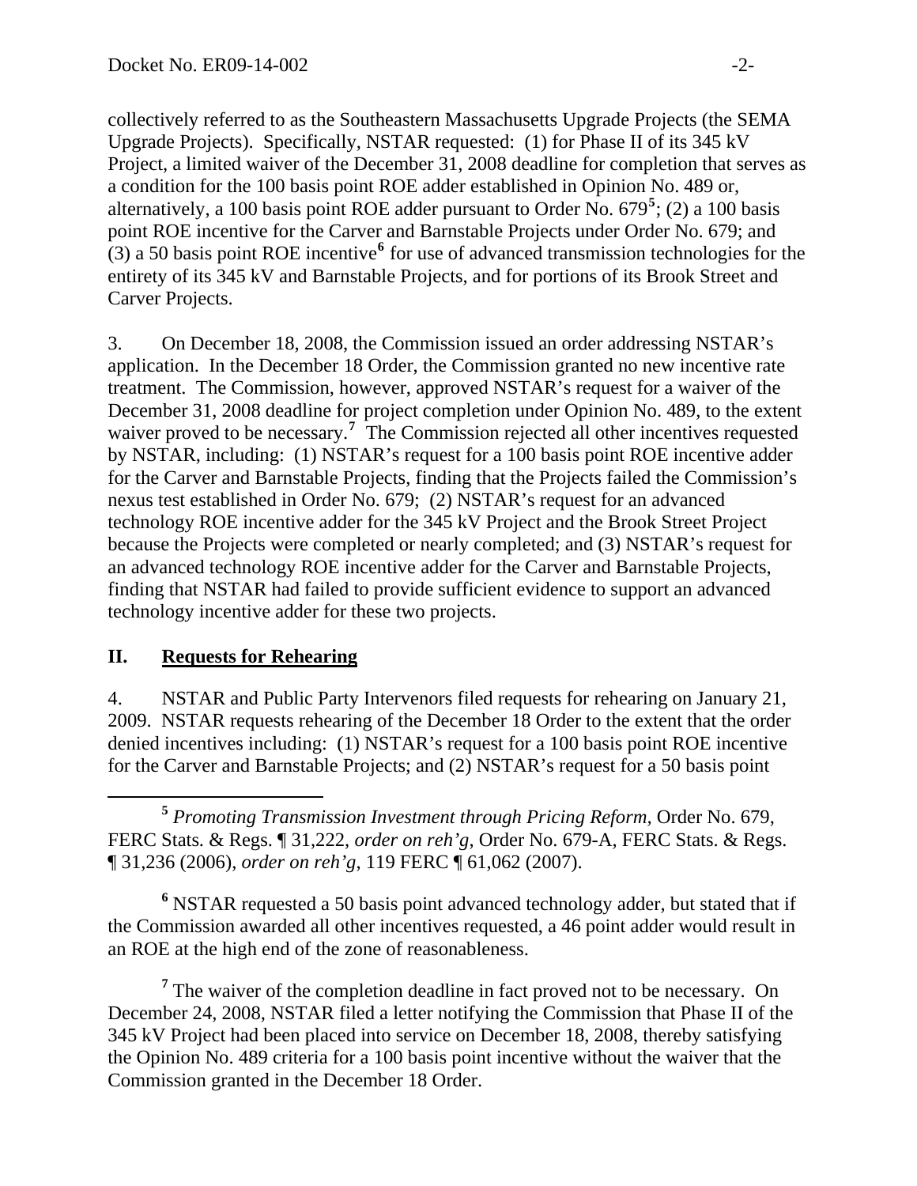collectively referred to as the Southeastern Massachusetts Upgrade Projects (the SEMA Upgrade Projects). Specifically, NSTAR requested: (1) for Phase II of its 345 kV Project, a limited waiver of the December 31, 2008 deadline for completion that serves as a condition for the 100 basis point ROE adder established in Opinion No. 489 or, alternatively, a 100 basis point ROE adder pursuant to Order No. 679[5]; (2) a 100 basis point ROE incentive for the Carver and Barnstable Projects under Order No. 679; and (3) a 50 basis point ROE incentive[6] for use of advanced transmission technologies for the entirety of its 345 kV and Barnstable Projects, and for portions of its Brook Street and Carver Projects.

3. On December 18, 2008, the Commission issued an order addressing NSTAR's application. In the December 18 Order, the Commission granted no new incentive rate treatment. The Commission, however, approved NSTAR's request for a waiver of the December 31, 2008 deadline for project completion under Opinion No. 489, to the extent waiver proved to be necessary.[7] The Commission rejected all other incentives requested by NSTAR, including: (1) NSTAR's request for a 100 basis point ROE incentive adder for the Carver and Barnstable Projects, finding that the Projects failed the Commission's nexus test established in Order No. 679; (2) NSTAR's request for an advanced technology ROE incentive adder for the 345 kV Project and the Brook Street Project because the Projects were completed or nearly completed; and (3) NSTAR's request for an advanced technology ROE incentive adder for the Carver and Barnstable Projects, finding that NSTAR had failed to provide sufficient evidence to support an advanced technology incentive adder for these two projects.

## II. Requests for Rehearing

4. NSTAR and Public Party Intervenors filed requests for rehearing on January 21, 2009. NSTAR requests rehearing of the December 18 Order to the extent that the order denied incentives including: (1) NSTAR's request for a 100 basis point ROE incentive for the Carver and Barnstable Projects; and (2) NSTAR's request for a 50 basis point

---

[5] *Promoting Transmission Investment through Pricing Reform,* Order No. 679, FERC Stats. & Regs. ¶ 31,222, *order on reh'g*, Order No. 679-A, FERC Stats. & Regs. ¶ 31,236 (2006), *order on reh'g*, 119 FERC ¶ 61,062 (2007).

[6] NSTAR requested a 50 basis point advanced technology adder, but stated that if the Commission awarded all other incentives requested, a 46 point adder would result in an ROE at the high end of the zone of reasonableness.

[7] The waiver of the completion deadline in fact proved not to be necessary. On December 24, 2008, NSTAR filed a letter notifying the Commission that Phase II of the 345 kV Project had been placed into service on December 18, 2008, thereby satisfying the Opinion No. 489 criteria for a 100 basis point incentive without the waiver that the Commission granted in the December 18 Order.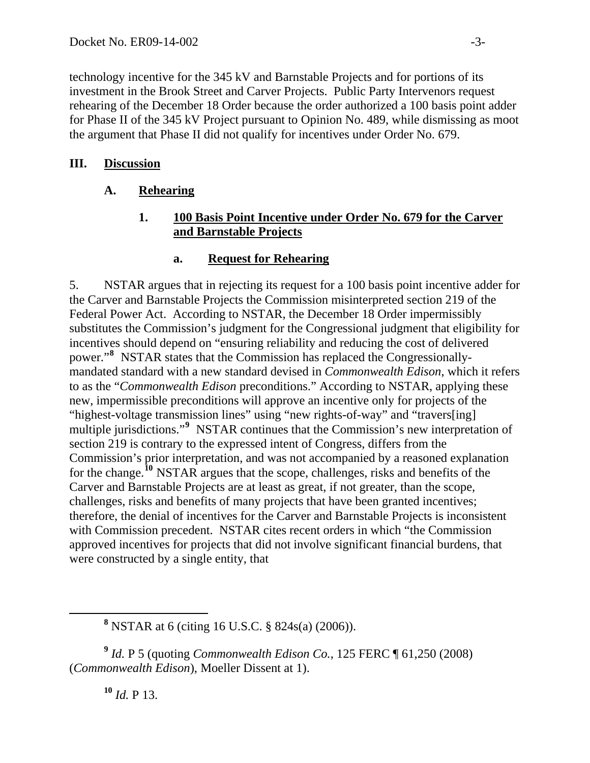technology incentive for the 345 kV and Barnstable Projects and for portions of its investment in the Brook Street and Carver Projects. Public Party Intervenors request rehearing of the December 18 Order because the order authorized a 100 basis point adder for Phase II of the 345 kV Project pursuant to Opinion No. 489, while dismissing as moot the argument that Phase II did not qualify for incentives under Order No. 679.

## III. Discussion

### A. Rehearing

#### 1. 100 Basis Point Incentive under Order No. 679 for the Carver and Barnstable Projects

##### a. Request for Rehearing

5. NSTAR argues that in rejecting its request for a 100 basis point incentive adder for the Carver and Barnstable Projects the Commission misinterpreted section 219 of the Federal Power Act. According to NSTAR, the December 18 Order impermissibly substitutes the Commission's judgment for the Congressional judgment that eligibility for incentives should depend on "ensuring reliability and reducing the cost of delivered power."[8] NSTAR states that the Commission has replaced the Congressionally-mandated standard with a new standard devised in *Commonwealth Edison*, which it refers to as the "*Commonwealth Edison* preconditions." According to NSTAR, applying these new, impermissible preconditions will approve an incentive only for projects of the "highest-voltage transmission lines" using "new rights-of-way" and "travers[ing] multiple jurisdictions."[9] NSTAR continues that the Commission's new interpretation of section 219 is contrary to the expressed intent of Congress, differs from the Commission's prior interpretation, and was not accompanied by a reasoned explanation for the change.[10] NSTAR argues that the scope, challenges, risks and benefits of the Carver and Barnstable Projects are at least as great, if not greater, than the scope, challenges, risks and benefits of many projects that have been granted incentives; therefore, the denial of incentives for the Carver and Barnstable Projects is inconsistent with Commission precedent. NSTAR cites recent orders in which "the Commission approved incentives for projects that did not involve significant financial burdens, that were constructed by a single entity, that

---

[8] NSTAR at 6 (citing 16 U.S.C. § 824s(a) (2006)).

[9] *Id.* P 5 (quoting *Commonwealth Edison Co.*, 125 FERC ¶ 61,250 (2008) (*Commonwealth Edison*), Moeller Dissent at 1).

[10] *Id.* P 13.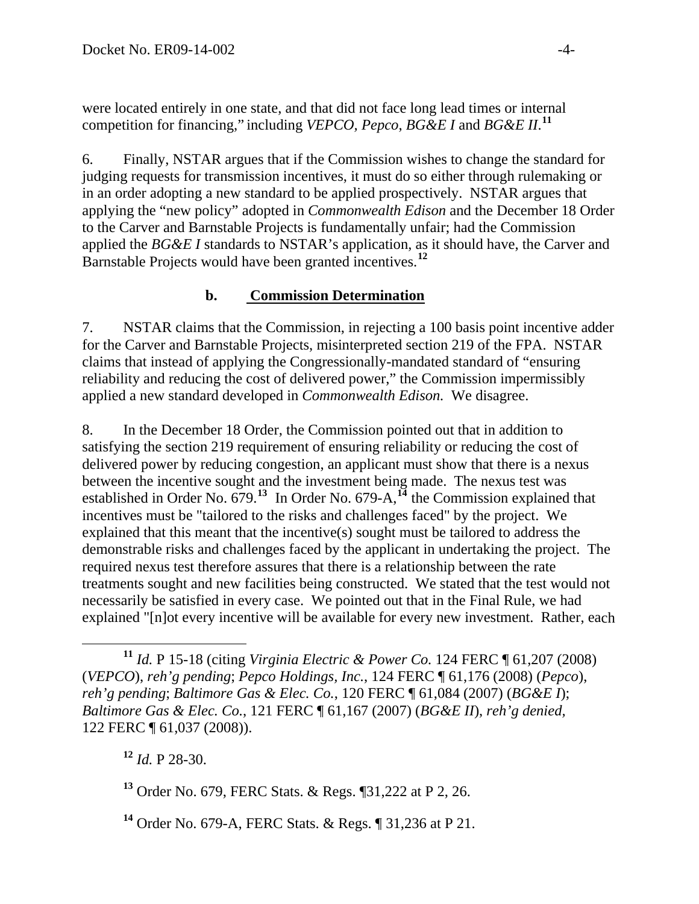were located entirely in one state, and that did not face long lead times or internal competition for financing," including *VEPCO*, *Pepco*, *BG&E I* and *BG&E II*.[11]

6. Finally, NSTAR argues that if the Commission wishes to change the standard for judging requests for transmission incentives, it must do so either through rulemaking or in an order adopting a new standard to be applied prospectively. NSTAR argues that applying the "new policy" adopted in *Commonwealth Edison* and the December 18 Order to the Carver and Barnstable Projects is fundamentally unfair; had the Commission applied the *BG&E I* standards to NSTAR's application, as it should have, the Carver and Barnstable Projects would have been granted incentives.[12]

### b. Commission Determination

7. NSTAR claims that the Commission, in rejecting a 100 basis point incentive adder for the Carver and Barnstable Projects, misinterpreted section 219 of the FPA. NSTAR claims that instead of applying the Congressionally-mandated standard of "ensuring reliability and reducing the cost of delivered power," the Commission impermissibly applied a new standard developed in *Commonwealth Edison.* We disagree.

8. In the December 18 Order, the Commission pointed out that in addition to satisfying the section 219 requirement of ensuring reliability or reducing the cost of delivered power by reducing congestion, an applicant must show that there is a nexus between the incentive sought and the investment being made. The nexus test was established in Order No. 679.[13] In Order No. 679-A,[14] the Commission explained that incentives must be "tailored to the risks and challenges faced" by the project. We explained that this meant that the incentive(s) sought must be tailored to address the demonstrable risks and challenges faced by the applicant in undertaking the project. The required nexus test therefore assures that there is a relationship between the rate treatments sought and new facilities being constructed. We stated that the test would not necessarily be satisfied in every case. We pointed out that in the Final Rule, we had explained "[n]ot every incentive will be available for every new investment. Rather, each

---

[11] *Id.* P 15-18 (citing *Virginia Electric & Power Co.* 124 FERC ¶ 61,207 (2008) (*VEPCO*), *reh'g pending*; *Pepco Holdings, Inc.*, 124 FERC ¶ 61,176 (2008) (*Pepco*), *reh'g pending*; *Baltimore Gas & Elec. Co.*, 120 FERC ¶ 61,084 (2007) (*BG&E I*); *Baltimore Gas & Elec. Co.*, 121 FERC ¶ 61,167 (2007) (*BG&E II*), *reh'g denied,* 122 FERC ¶ 61,037 (2008)).

[12] *Id.* P 28-30.

[13] Order No. 679, FERC Stats. & Regs. ¶31,222 at P 2, 26.

[14] Order No. 679-A, FERC Stats. & Regs. ¶ 31,236 at P 21.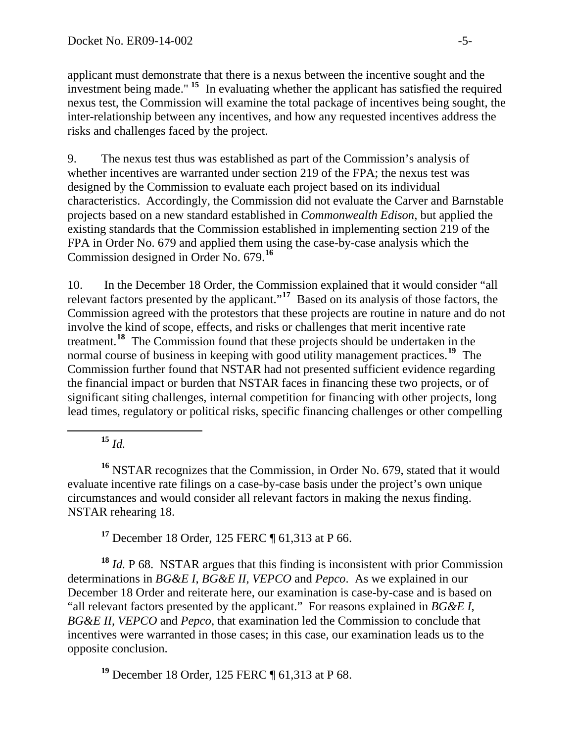applicant must demonstrate that there is a nexus between the incentive sought and the investment being made." [15] In evaluating whether the applicant has satisfied the required nexus test, the Commission will examine the total package of incentives being sought, the inter-relationship between any incentives, and how any requested incentives address the risks and challenges faced by the project.

9. The nexus test thus was established as part of the Commission's analysis of whether incentives are warranted under section 219 of the FPA; the nexus test was designed by the Commission to evaluate each project based on its individual characteristics. Accordingly, the Commission did not evaluate the Carver and Barnstable projects based on a new standard established in *Commonwealth Edison*, but applied the existing standards that the Commission established in implementing section 219 of the FPA in Order No. 679 and applied them using the case-by-case analysis which the Commission designed in Order No. 679.[16]

10. In the December 18 Order, the Commission explained that it would consider "all relevant factors presented by the applicant."[17] Based on its analysis of those factors, the Commission agreed with the protestors that these projects are routine in nature and do not involve the kind of scope, effects, and risks or challenges that merit incentive rate treatment.[18] The Commission found that these projects should be undertaken in the normal course of business in keeping with good utility management practices.[19] The Commission further found that NSTAR had not presented sufficient evidence regarding the financial impact or burden that NSTAR faces in financing these two projects, or of significant siting challenges, internal competition for financing with other projects, long lead times, regulatory or political risks, specific financing challenges or other compelling

---

[15] *Id.*

[16] NSTAR recognizes that the Commission, in Order No. 679, stated that it would evaluate incentive rate filings on a case-by-case basis under the project's own unique circumstances and would consider all relevant factors in making the nexus finding. NSTAR rehearing 18.

[17] December 18 Order, 125 FERC ¶ 61,313 at P 66.

[18] *Id.* P 68. NSTAR argues that this finding is inconsistent with prior Commission determinations in *BG&E I*, *BG&E II*, *VEPCO* and *Pepco*. As we explained in our December 18 Order and reiterate here, our examination is case-by-case and is based on "all relevant factors presented by the applicant." For reasons explained in *BG&E I*, *BG&E II*, *VEPCO* and *Pepco*, that examination led the Commission to conclude that incentives were warranted in those cases; in this case, our examination leads us to the opposite conclusion.

[19] December 18 Order, 125 FERC ¶ 61,313 at P 68.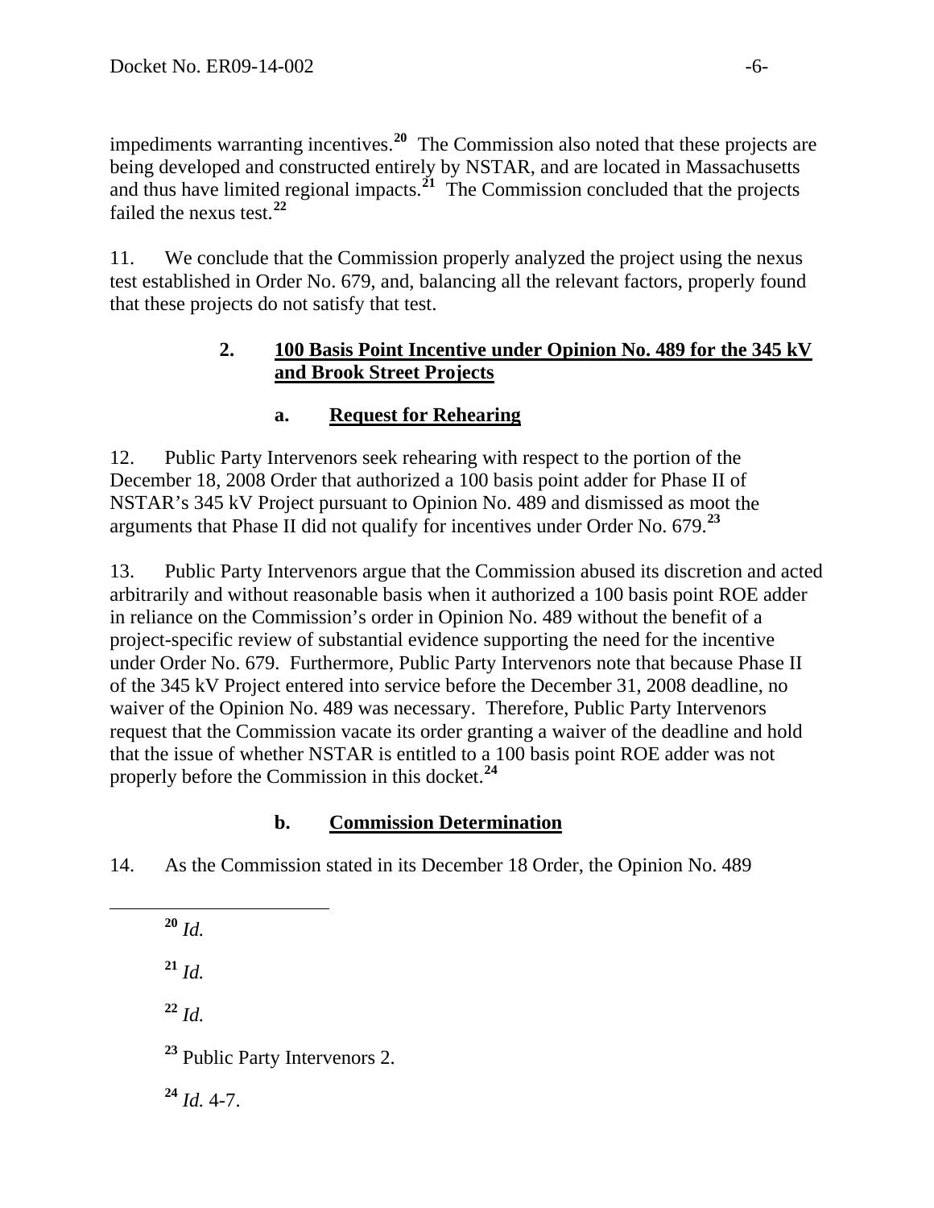impediments warranting incentives.[20] The Commission also noted that these projects are being developed and constructed entirely by NSTAR, and are located in Massachusetts and thus have limited regional impacts.[21] The Commission concluded that the projects failed the nexus test.[22]

11. We conclude that the Commission properly analyzed the project using the nexus test established in Order No. 679, and, balancing all the relevant factors, properly found that these projects do not satisfy that test.

### 2. 100 Basis Point Incentive under Opinion No. 489 for the 345 kV and Brook Street Projects

#### a. Request for Rehearing

12. Public Party Intervenors seek rehearing with respect to the portion of the December 18, 2008 Order that authorized a 100 basis point adder for Phase II of NSTAR's 345 kV Project pursuant to Opinion No. 489 and dismissed as moot the arguments that Phase II did not qualify for incentives under Order No. 679.[23]

13. Public Party Intervenors argue that the Commission abused its discretion and acted arbitrarily and without reasonable basis when it authorized a 100 basis point ROE adder in reliance on the Commission's order in Opinion No. 489 without the benefit of a project-specific review of substantial evidence supporting the need for the incentive under Order No. 679. Furthermore, Public Party Intervenors note that because Phase II of the 345 kV Project entered into service before the December 31, 2008 deadline, no waiver of the Opinion No. 489 was necessary. Therefore, Public Party Intervenors request that the Commission vacate its order granting a waiver of the deadline and hold that the issue of whether NSTAR is entitled to a 100 basis point ROE adder was not properly before the Commission in this docket.[24]

#### b. Commission Determination

14. As the Commission stated in its December 18 Order, the Opinion No. 489

---

[20] *Id.*

[21] *Id.*

[22] *Id.*

[23] Public Party Intervenors 2.

[24] *Id.* 4-7.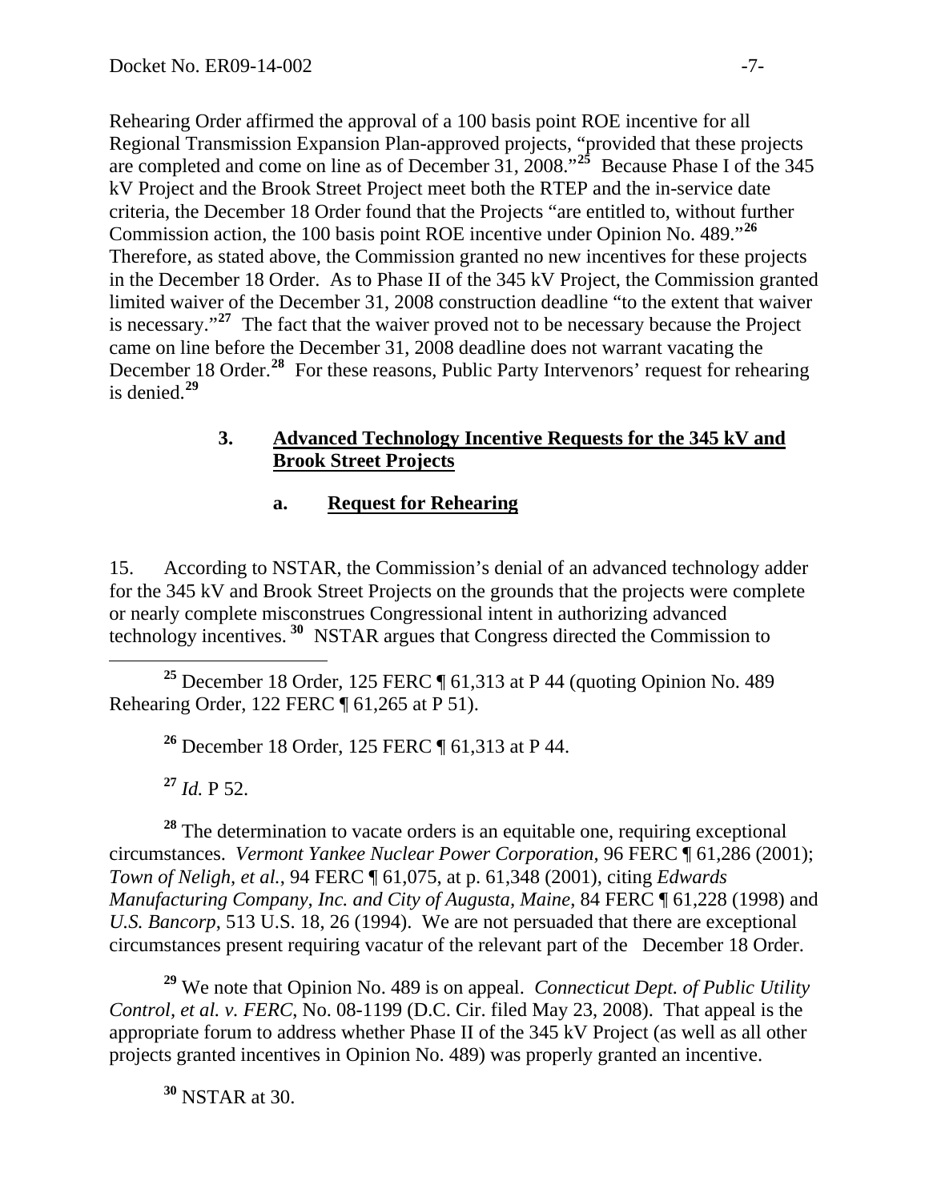Rehearing Order affirmed the approval of a 100 basis point ROE incentive for all Regional Transmission Expansion Plan-approved projects, "provided that these projects are completed and come on line as of December 31, 2008."[25] Because Phase I of the 345 kV Project and the Brook Street Project meet both the RTEP and the in-service date criteria, the December 18 Order found that the Projects "are entitled to, without further Commission action, the 100 basis point ROE incentive under Opinion No. 489."[26] Therefore, as stated above, the Commission granted no new incentives for these projects in the December 18 Order. As to Phase II of the 345 kV Project, the Commission granted limited waiver of the December 31, 2008 construction deadline "to the extent that waiver is necessary."[27] The fact that the waiver proved not to be necessary because the Project came on line before the December 31, 2008 deadline does not warrant vacating the December 18 Order.[28] For these reasons, Public Party Intervenors' request for rehearing is denied.[29]

### 3. Advanced Technology Incentive Requests for the 345 kV and Brook Street Projects

#### a. Request for Rehearing

15. According to NSTAR, the Commission's denial of an advanced technology adder for the 345 kV and Brook Street Projects on the grounds that the projects were complete or nearly complete misconstrues Congressional intent in authorizing advanced technology incentives.[30] NSTAR argues that Congress directed the Commission to

---

[25] December 18 Order, 125 FERC ¶ 61,313 at P 44 (quoting Opinion No. 489 Rehearing Order, 122 FERC ¶ 61,265 at P 51).

[26] December 18 Order, 125 FERC ¶ 61,313 at P 44.

[27] *Id.* P 52.

[28] The determination to vacate orders is an equitable one, requiring exceptional circumstances. *Vermont Yankee Nuclear Power Corporation*, 96 FERC ¶ 61,286 (2001); *Town of Neligh, et al.*, 94 FERC ¶ 61,075, at p. 61,348 (2001), citing *Edwards Manufacturing Company, Inc. and City of Augusta, Maine*, 84 FERC ¶ 61,228 (1998) and *U.S. Bancorp*, 513 U.S. 18, 26 (1994). We are not persuaded that there are exceptional circumstances present requiring vacatur of the relevant part of the December 18 Order.

[29] We note that Opinion No. 489 is on appeal. *Connecticut Dept. of Public Utility Control, et al. v. FERC*, No. 08-1199 (D.C. Cir. filed May 23, 2008). That appeal is the appropriate forum to address whether Phase II of the 345 kV Project (as well as all other projects granted incentives in Opinion No. 489) was properly granted an incentive.

[30] NSTAR at 30.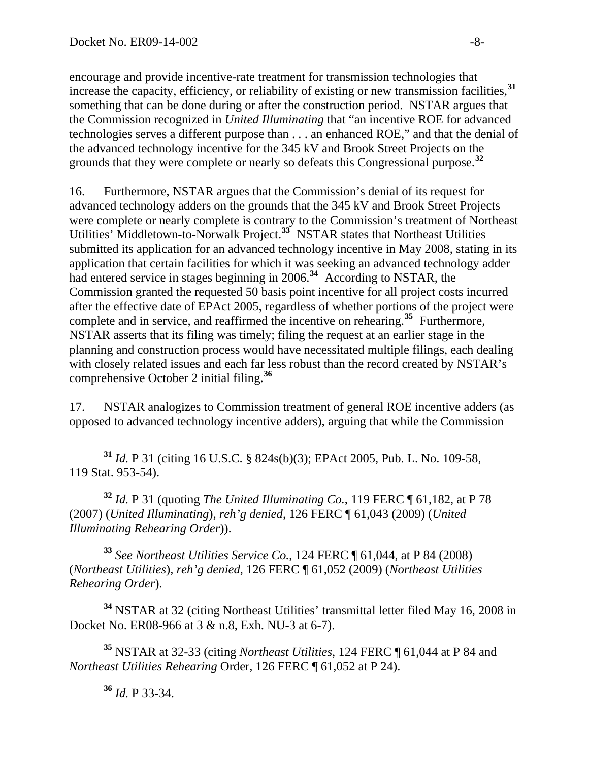encourage and provide incentive-rate treatment for transmission technologies that increase the capacity, efficiency, or reliability of existing or new transmission facilities,[31] something that can be done during or after the construction period. NSTAR argues that the Commission recognized in *United Illuminating* that "an incentive ROE for advanced technologies serves a different purpose than . . . an enhanced ROE," and that the denial of the advanced technology incentive for the 345 kV and Brook Street Projects on the grounds that they were complete or nearly so defeats this Congressional purpose.[32]

16. Furthermore, NSTAR argues that the Commission's denial of its request for advanced technology adders on the grounds that the 345 kV and Brook Street Projects were complete or nearly complete is contrary to the Commission's treatment of Northeast Utilities' Middletown-to-Norwalk Project.[33] NSTAR states that Northeast Utilities submitted its application for an advanced technology incentive in May 2008, stating in its application that certain facilities for which it was seeking an advanced technology adder had entered service in stages beginning in 2006.[34] According to NSTAR, the Commission granted the requested 50 basis point incentive for all project costs incurred after the effective date of EPAct 2005, regardless of whether portions of the project were complete and in service, and reaffirmed the incentive on rehearing.[35] Furthermore, NSTAR asserts that its filing was timely; filing the request at an earlier stage in the planning and construction process would have necessitated multiple filings, each dealing with closely related issues and each far less robust than the record created by NSTAR's comprehensive October 2 initial filing.[36]

17. NSTAR analogizes to Commission treatment of general ROE incentive adders (as opposed to advanced technology incentive adders), arguing that while the Commission

---

[31] *Id.* P 31 (citing 16 U.S.C. § 824s(b)(3); EPAct 2005, Pub. L. No. 109-58, 119 Stat. 953-54).

[32] *Id.* P 31 (quoting *The United Illuminating Co.*, 119 FERC ¶ 61,182, at P 78 (2007) (*United Illuminating*), *reh'g denied*, 126 FERC ¶ 61,043 (2009) (*United Illuminating Rehearing Order*)).

[33] *See Northeast Utilities Service Co.*, 124 FERC ¶ 61,044, at P 84 (2008) (*Northeast Utilities*), *reh'g denied*, 126 FERC ¶ 61,052 (2009) (*Northeast Utilities Rehearing Order*).

[34] NSTAR at 32 (citing Northeast Utilities' transmittal letter filed May 16, 2008 in Docket No. ER08-966 at 3 & n.8, Exh. NU-3 at 6-7).

[35] NSTAR at 32-33 (citing *Northeast Utilities*, 124 FERC ¶ 61,044 at P 84 and *Northeast Utilities Rehearing* Order, 126 FERC ¶ 61,052 at P 24).

[36] *Id.* P 33-34.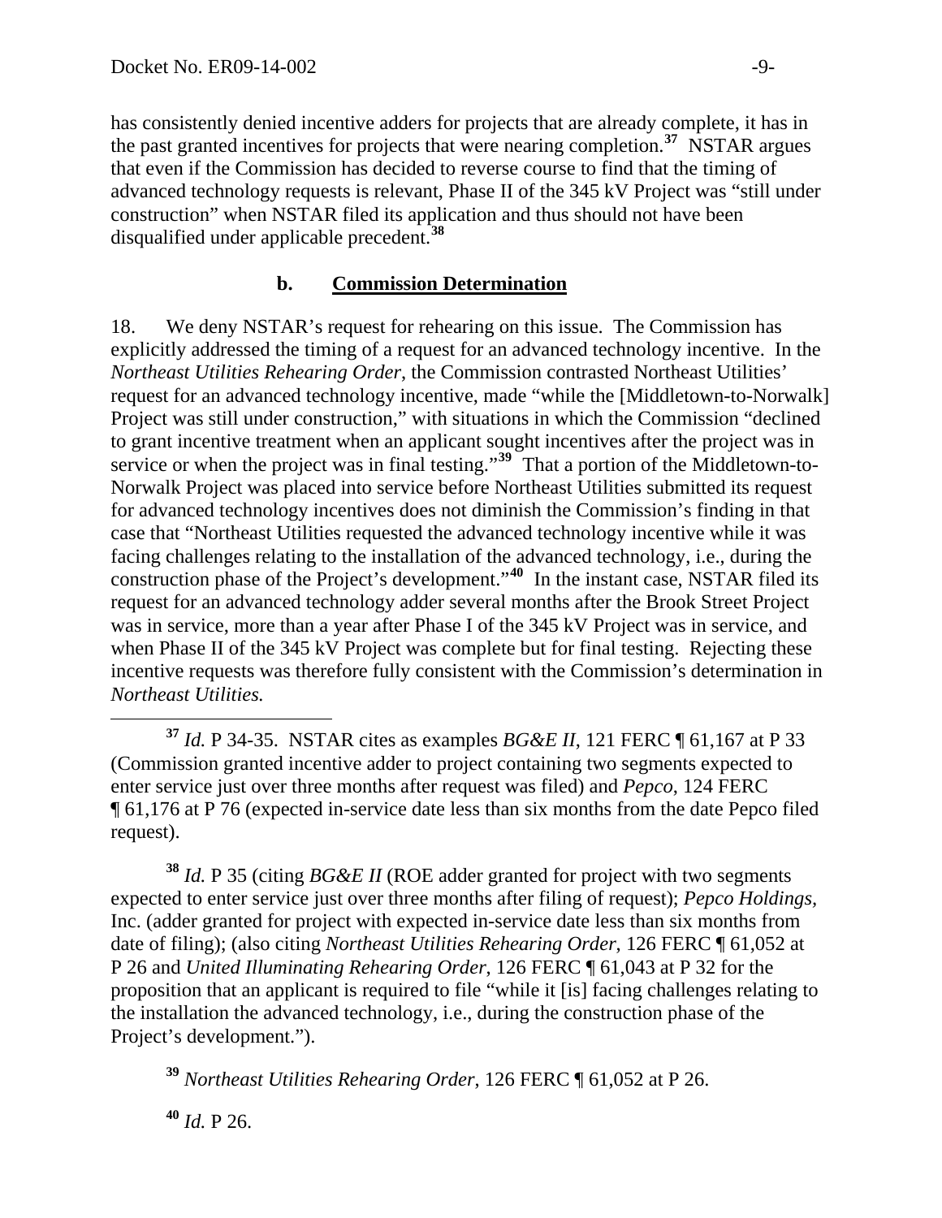has consistently denied incentive adders for projects that are already complete, it has in the past granted incentives for projects that were nearing completion.[37] NSTAR argues that even if the Commission has decided to reverse course to find that the timing of advanced technology requests is relevant, Phase II of the 345 kV Project was "still under construction" when NSTAR filed its application and thus should not have been disqualified under applicable precedent.[38]

### b. Commission Determination

18. We deny NSTAR's request for rehearing on this issue. The Commission has explicitly addressed the timing of a request for an advanced technology incentive. In the *Northeast Utilities Rehearing Order*, the Commission contrasted Northeast Utilities' request for an advanced technology incentive, made "while the [Middletown-to-Norwalk] Project was still under construction," with situations in which the Commission "declined to grant incentive treatment when an applicant sought incentives after the project was in service or when the project was in final testing."[39] That a portion of the Middletown-to-Norwalk Project was placed into service before Northeast Utilities submitted its request for advanced technology incentives does not diminish the Commission's finding in that case that "Northeast Utilities requested the advanced technology incentive while it was facing challenges relating to the installation of the advanced technology, i.e., during the construction phase of the Project's development."[40] In the instant case, NSTAR filed its request for an advanced technology adder several months after the Brook Street Project was in service, more than a year after Phase I of the 345 kV Project was in service, and when Phase II of the 345 kV Project was complete but for final testing. Rejecting these incentive requests was therefore fully consistent with the Commission's determination in *Northeast Utilities.*

---

[37] *Id.* P 34-35. NSTAR cites as examples *BG&E II*, 121 FERC ¶ 61,167 at P 33 (Commission granted incentive adder to project containing two segments expected to enter service just over three months after request was filed) and *Pepco*, 124 FERC ¶ 61,176 at P 76 (expected in-service date less than six months from the date Pepco filed request).

[38] *Id.* P 35 (citing *BG&E II* (ROE adder granted for project with two segments expected to enter service just over three months after filing of request); *Pepco Holdings,* Inc. (adder granted for project with expected in-service date less than six months from date of filing); (also citing *Northeast Utilities Rehearing Order*, 126 FERC ¶ 61,052 at P 26 and *United Illuminating Rehearing Order*, 126 FERC ¶ 61,043 at P 32 for the proposition that an applicant is required to file "while it [is] facing challenges relating to the installation the advanced technology, i.e., during the construction phase of the Project's development.").

[39] *Northeast Utilities Rehearing Order*, 126 FERC ¶ 61,052 at P 26.

[40] *Id.* P 26.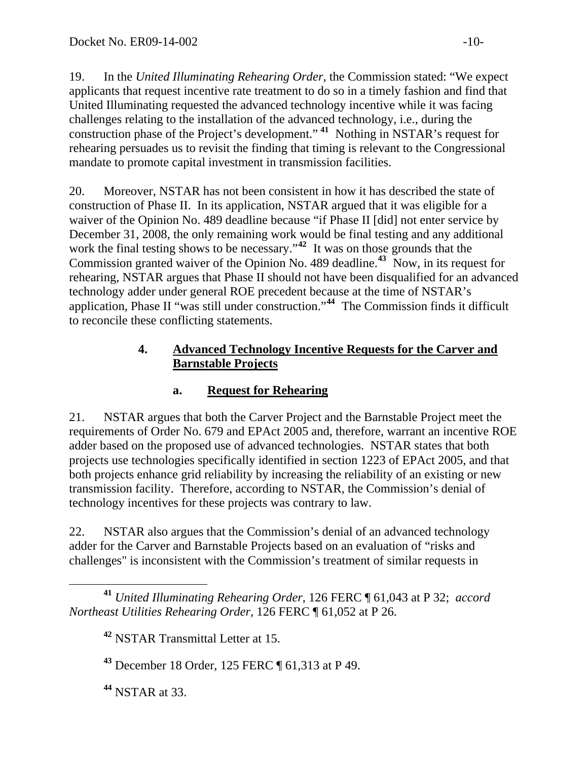19. In the *United Illuminating Rehearing Order*, the Commission stated: "We expect applicants that request incentive rate treatment to do so in a timely fashion and find that United Illuminating requested the advanced technology incentive while it was facing challenges relating to the installation of the advanced technology, i.e., during the construction phase of the Project's development." [41] Nothing in NSTAR's request for rehearing persuades us to revisit the finding that timing is relevant to the Congressional mandate to promote capital investment in transmission facilities.

20. Moreover, NSTAR has not been consistent in how it has described the state of construction of Phase II. In its application, NSTAR argued that it was eligible for a waiver of the Opinion No. 489 deadline because "if Phase II [did] not enter service by December 31, 2008, the only remaining work would be final testing and any additional work the final testing shows to be necessary."[42] It was on those grounds that the Commission granted waiver of the Opinion No. 489 deadline.[43] Now, in its request for rehearing, NSTAR argues that Phase II should not have been disqualified for an advanced technology adder under general ROE precedent because at the time of NSTAR's application, Phase II "was still under construction."[44] The Commission finds it difficult to reconcile these conflicting statements.

### 4. Advanced Technology Incentive Requests for the Carver and Barnstable Projects

#### a. Request for Rehearing

21. NSTAR argues that both the Carver Project and the Barnstable Project meet the requirements of Order No. 679 and EPAct 2005 and, therefore, warrant an incentive ROE adder based on the proposed use of advanced technologies. NSTAR states that both projects use technologies specifically identified in section 1223 of EPAct 2005, and that both projects enhance grid reliability by increasing the reliability of an existing or new transmission facility. Therefore, according to NSTAR, the Commission's denial of technology incentives for these projects was contrary to law.

22. NSTAR also argues that the Commission's denial of an advanced technology adder for the Carver and Barnstable Projects based on an evaluation of "risks and challenges" is inconsistent with the Commission's treatment of similar requests in

---

[41] *United Illuminating Rehearing Order*, 126 FERC ¶ 61,043 at P 32; *accord Northeast Utilities Rehearing Order,* 126 FERC ¶ 61,052 at P 26.

[42] NSTAR Transmittal Letter at 15.

[43] December 18 Order, 125 FERC ¶ 61,313 at P 49.

[44] NSTAR at 33.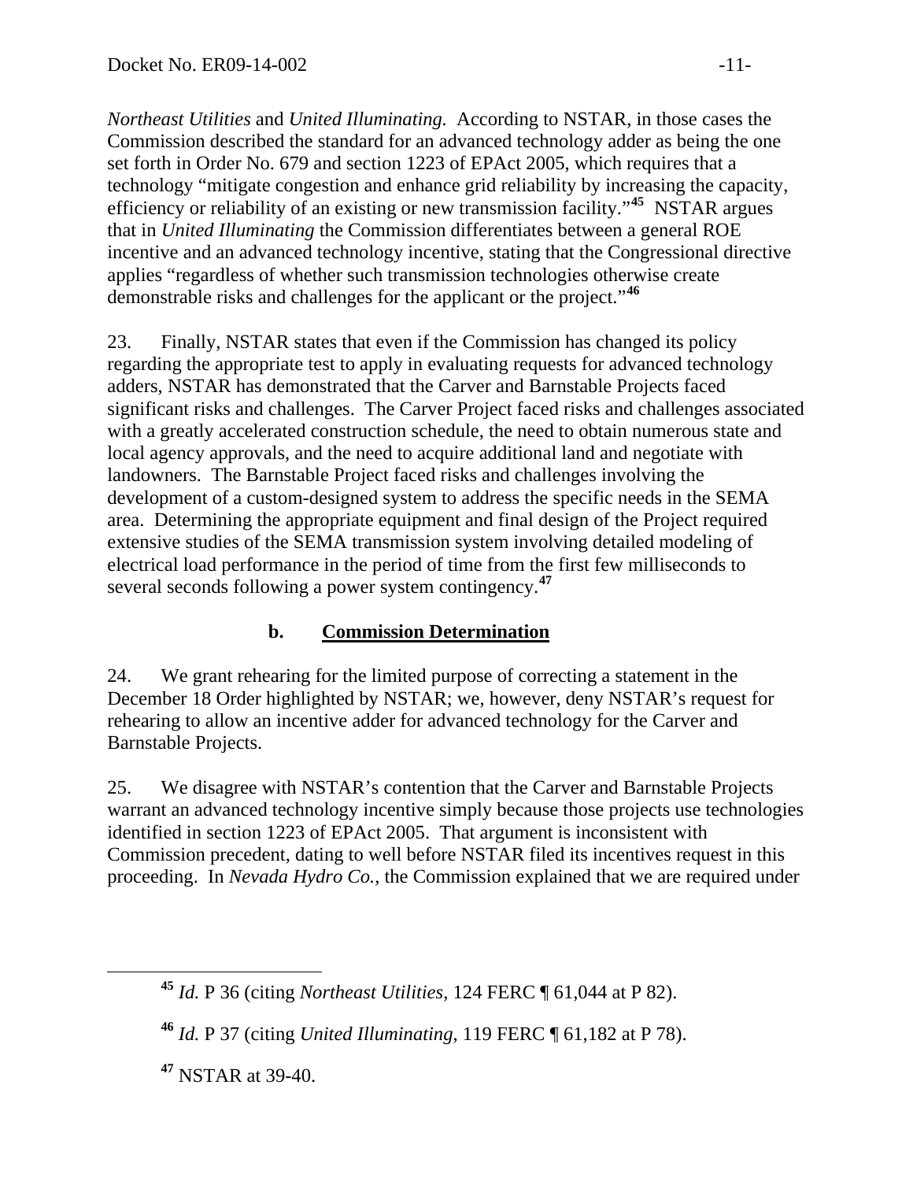*Northeast Utilities* and *United Illuminating.* According to NSTAR, in those cases the Commission described the standard for an advanced technology adder as being the one set forth in Order No. 679 and section 1223 of EPAct 2005, which requires that a technology "mitigate congestion and enhance grid reliability by increasing the capacity, efficiency or reliability of an existing or new transmission facility."[45] NSTAR argues that in *United Illuminating* the Commission differentiates between a general ROE incentive and an advanced technology incentive, stating that the Congressional directive applies "regardless of whether such transmission technologies otherwise create demonstrable risks and challenges for the applicant or the project."[46]

23. Finally, NSTAR states that even if the Commission has changed its policy regarding the appropriate test to apply in evaluating requests for advanced technology adders, NSTAR has demonstrated that the Carver and Barnstable Projects faced significant risks and challenges. The Carver Project faced risks and challenges associated with a greatly accelerated construction schedule, the need to obtain numerous state and local agency approvals, and the need to acquire additional land and negotiate with landowners. The Barnstable Project faced risks and challenges involving the development of a custom-designed system to address the specific needs in the SEMA area. Determining the appropriate equipment and final design of the Project required extensive studies of the SEMA transmission system involving detailed modeling of electrical load performance in the period of time from the first few milliseconds to several seconds following a power system contingency.[47]

### b. Commission Determination

24. We grant rehearing for the limited purpose of correcting a statement in the December 18 Order highlighted by NSTAR; we, however, deny NSTAR's request for rehearing to allow an incentive adder for advanced technology for the Carver and Barnstable Projects.

25. We disagree with NSTAR's contention that the Carver and Barnstable Projects warrant an advanced technology incentive simply because those projects use technologies identified in section 1223 of EPAct 2005. That argument is inconsistent with Commission precedent, dating to well before NSTAR filed its incentives request in this proceeding. In *Nevada Hydro Co.,* the Commission explained that we are required under

---

[45] *Id.* P 36 (citing *Northeast Utilities*, 124 FERC ¶ 61,044 at P 82).

[46] *Id.* P 37 (citing *United Illuminating*, 119 FERC ¶ 61,182 at P 78).

[47] NSTAR at 39-40.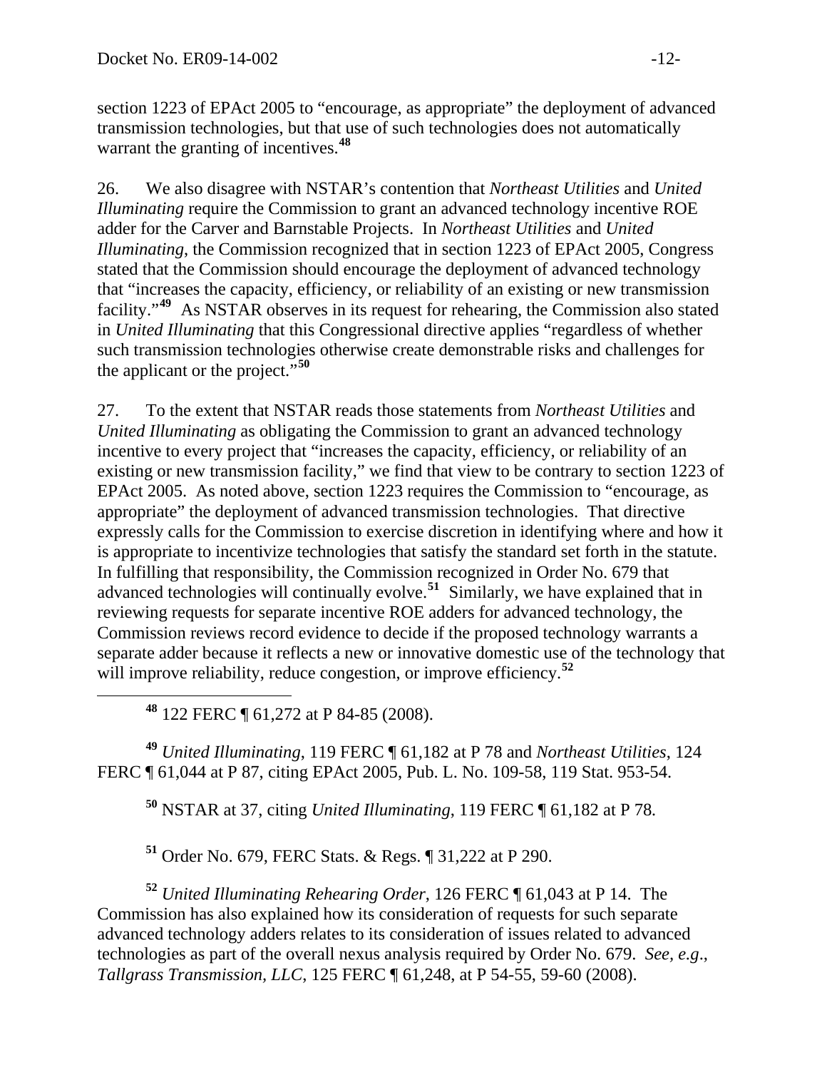section 1223 of EPAct 2005 to "encourage, as appropriate" the deployment of advanced transmission technologies, but that use of such technologies does not automatically warrant the granting of incentives.[48]

26. We also disagree with NSTAR's contention that *Northeast Utilities* and *United Illuminating* require the Commission to grant an advanced technology incentive ROE adder for the Carver and Barnstable Projects. In *Northeast Utilities* and *United Illuminating*, the Commission recognized that in section 1223 of EPAct 2005, Congress stated that the Commission should encourage the deployment of advanced technology that "increases the capacity, efficiency, or reliability of an existing or new transmission facility."[49] As NSTAR observes in its request for rehearing, the Commission also stated in *United Illuminating* that this Congressional directive applies "regardless of whether such transmission technologies otherwise create demonstrable risks and challenges for the applicant or the project."[50]

27. To the extent that NSTAR reads those statements from *Northeast Utilities* and *United Illuminating* as obligating the Commission to grant an advanced technology incentive to every project that "increases the capacity, efficiency, or reliability of an existing or new transmission facility," we find that view to be contrary to section 1223 of EPAct 2005. As noted above, section 1223 requires the Commission to "encourage, as appropriate" the deployment of advanced transmission technologies. That directive expressly calls for the Commission to exercise discretion in identifying where and how it is appropriate to incentivize technologies that satisfy the standard set forth in the statute. In fulfilling that responsibility, the Commission recognized in Order No. 679 that advanced technologies will continually evolve.[51] Similarly, we have explained that in reviewing requests for separate incentive ROE adders for advanced technology, the Commission reviews record evidence to decide if the proposed technology warrants a separate adder because it reflects a new or innovative domestic use of the technology that will improve reliability, reduce congestion, or improve efficiency.[52]

---

[48] 122 FERC ¶ 61,272 at P 84-85 (2008).

[49] *United Illuminating*, 119 FERC ¶ 61,182 at P 78 and *Northeast Utilities*, 124 FERC ¶ 61,044 at P 87, citing EPAct 2005, Pub. L. No. 109-58, 119 Stat. 953-54.

[50] NSTAR at 37, citing *United Illuminating*, 119 FERC ¶ 61,182 at P 78.

[51] Order No. 679, FERC Stats. & Regs. ¶ 31,222 at P 290.

[52] *United Illuminating Rehearing Order*, 126 FERC ¶ 61,043 at P 14. The Commission has also explained how its consideration of requests for such separate advanced technology adders relates to its consideration of issues related to advanced technologies as part of the overall nexus analysis required by Order No. 679. *See, e.g.*, *Tallgrass Transmission, LLC*, 125 FERC ¶ 61,248, at P 54-55, 59-60 (2008).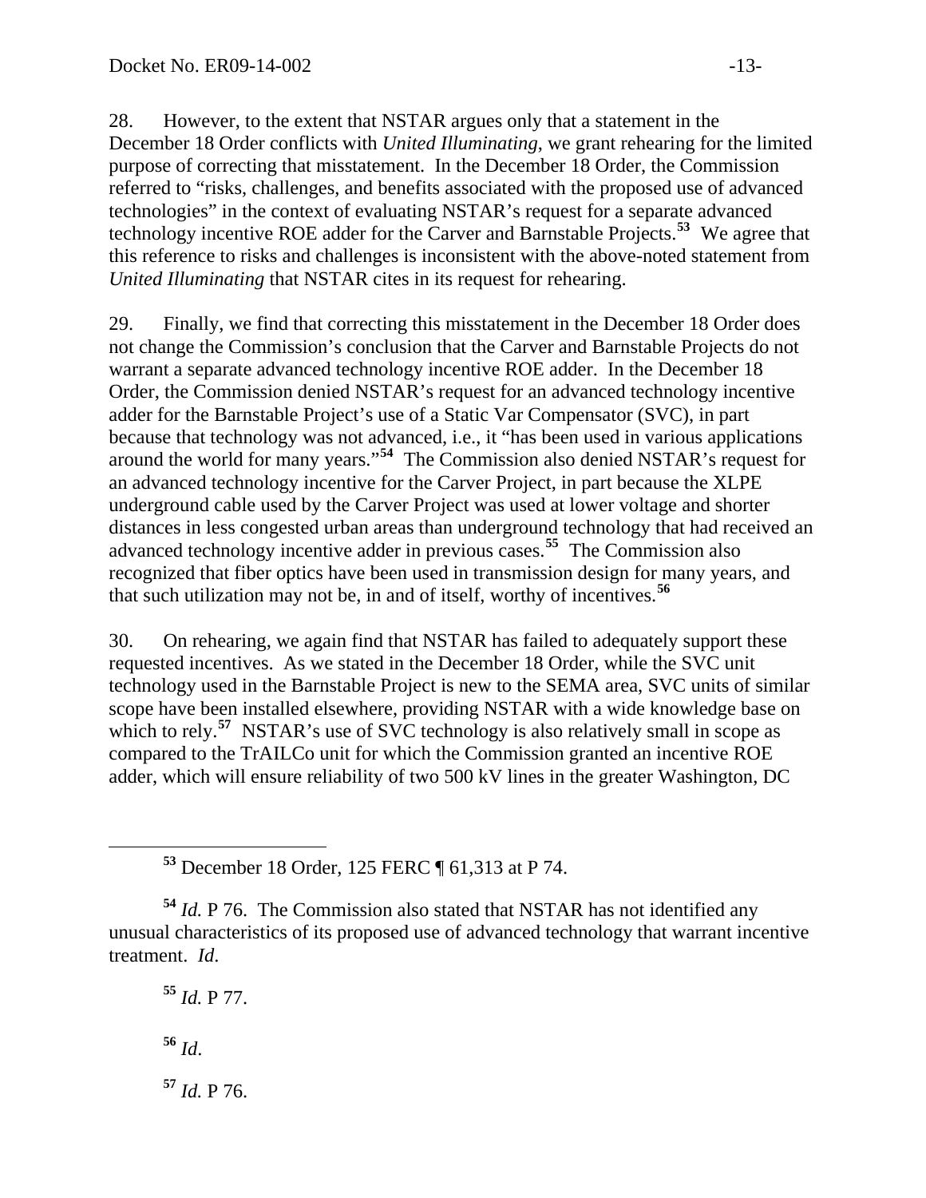28. However, to the extent that NSTAR argues only that a statement in the December 18 Order conflicts with *United Illuminating*, we grant rehearing for the limited purpose of correcting that misstatement. In the December 18 Order, the Commission referred to "risks, challenges, and benefits associated with the proposed use of advanced technologies" in the context of evaluating NSTAR's request for a separate advanced technology incentive ROE adder for the Carver and Barnstable Projects.[53] We agree that this reference to risks and challenges is inconsistent with the above-noted statement from *United Illuminating* that NSTAR cites in its request for rehearing.

29. Finally, we find that correcting this misstatement in the December 18 Order does not change the Commission's conclusion that the Carver and Barnstable Projects do not warrant a separate advanced technology incentive ROE adder. In the December 18 Order, the Commission denied NSTAR's request for an advanced technology incentive adder for the Barnstable Project's use of a Static Var Compensator (SVC), in part because that technology was not advanced, i.e., it "has been used in various applications around the world for many years."[54] The Commission also denied NSTAR's request for an advanced technology incentive for the Carver Project, in part because the XLPE underground cable used by the Carver Project was used at lower voltage and shorter distances in less congested urban areas than underground technology that had received an advanced technology incentive adder in previous cases.[55] The Commission also recognized that fiber optics have been used in transmission design for many years, and that such utilization may not be, in and of itself, worthy of incentives.[56]

30. On rehearing, we again find that NSTAR has failed to adequately support these requested incentives. As we stated in the December 18 Order, while the SVC unit technology used in the Barnstable Project is new to the SEMA area, SVC units of similar scope have been installed elsewhere, providing NSTAR with a wide knowledge base on which to rely.[57] NSTAR's use of SVC technology is also relatively small in scope as compared to the TrAILCo unit for which the Commission granted an incentive ROE adder, which will ensure reliability of two 500 kV lines in the greater Washington, DC

---

[53] December 18 Order, 125 FERC ¶ 61,313 at P 74.

[54] *Id.* P 76. The Commission also stated that NSTAR has not identified any unusual characteristics of its proposed use of advanced technology that warrant incentive treatment. *Id*.

[55] *Id.* P 77.

[56] *Id*.

[57] *Id.* P 76.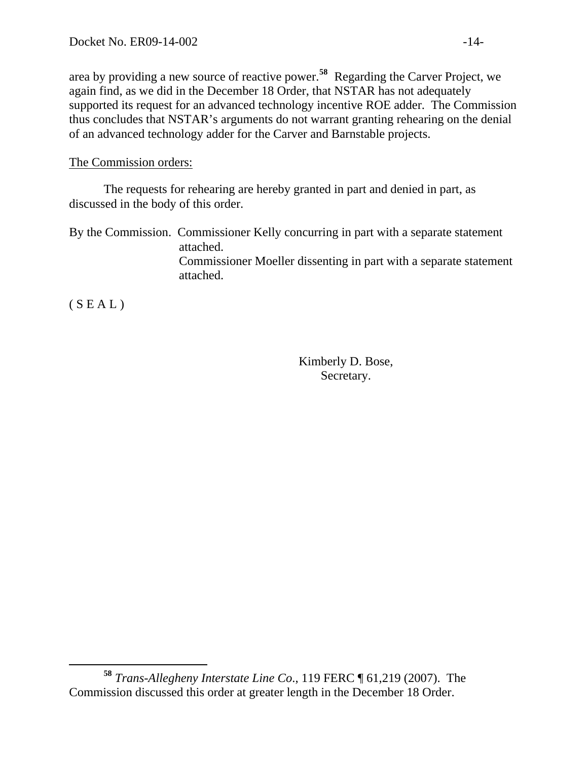area by providing a new source of reactive power.[58] Regarding the Carver Project, we again find, as we did in the December 18 Order, that NSTAR has not adequately supported its request for an advanced technology incentive ROE adder. The Commission thus concludes that NSTAR's arguments do not warrant granting rehearing on the denial of an advanced technology adder for the Carver and Barnstable projects.

The Commission orders:

The requests for rehearing are hereby granted in part and denied in part, as discussed in the body of this order.

By the Commission. Commissioner Kelly concurring in part with a separate statement attached.
Commissioner Moeller dissenting in part with a separate statement attached.

( S E A L )

Kimberly D. Bose,
Secretary.

[58] *Trans-Allegheny Interstate Line Co.*, 119 FERC ¶ 61,219 (2007). The Commission discussed this order at greater length in the December 18 Order.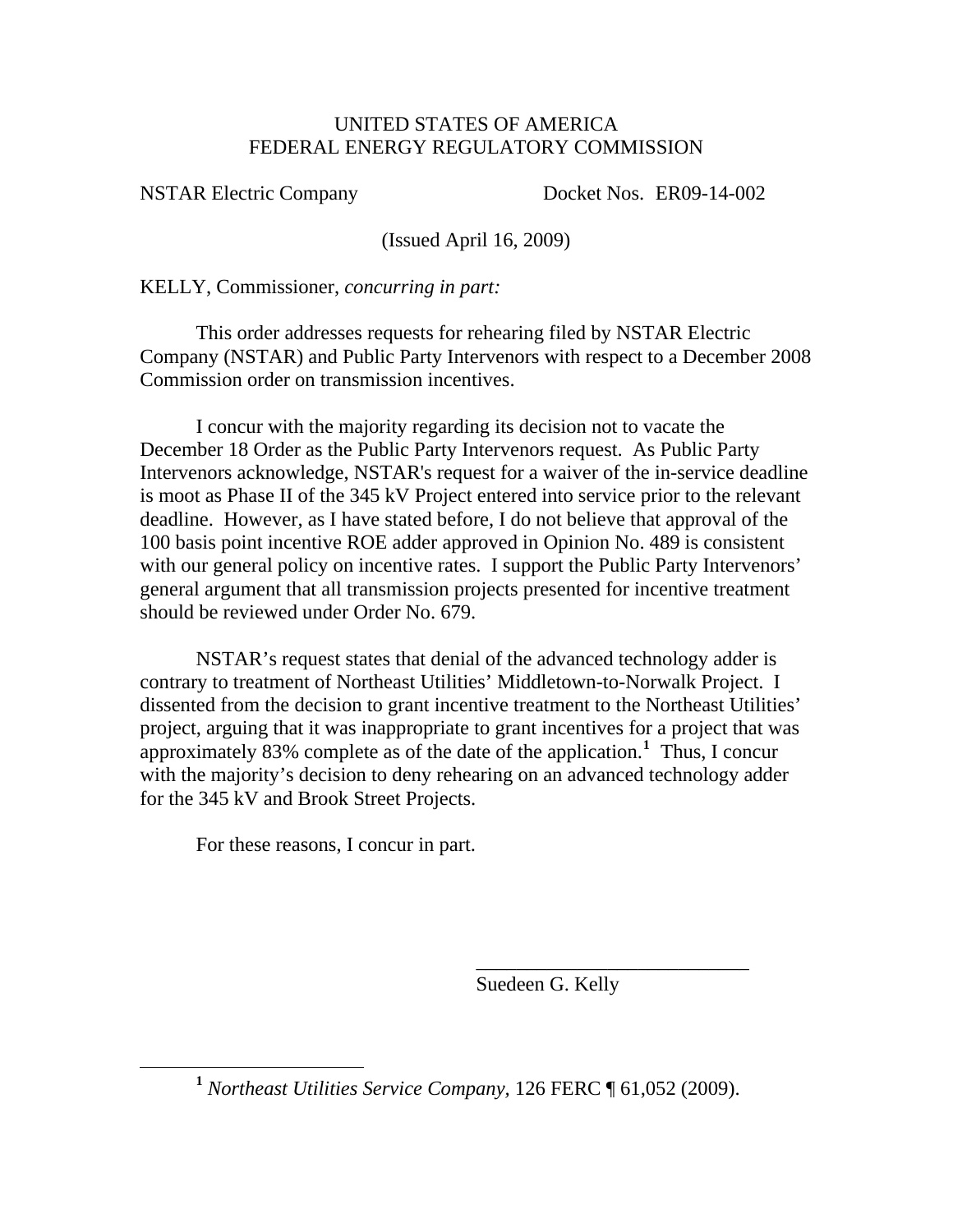UNITED STATES OF AMERICA
FEDERAL ENERGY REGULATORY COMMISSION

NSTAR Electric Company                    Docket Nos. ER09-14-002

(Issued April 16, 2009)

KELLY, Commissioner, *concurring in part:*

This order addresses requests for rehearing filed by NSTAR Electric Company (NSTAR) and Public Party Intervenors with respect to a December 2008 Commission order on transmission incentives.

I concur with the majority regarding its decision not to vacate the December 18 Order as the Public Party Intervenors request. As Public Party Intervenors acknowledge, NSTAR's request for a waiver of the in-service deadline is moot as Phase II of the 345 kV Project entered into service prior to the relevant deadline. However, as I have stated before, I do not believe that approval of the 100 basis point incentive ROE adder approved in Opinion No. 489 is consistent with our general policy on incentive rates. I support the Public Party Intervenors' general argument that all transmission projects presented for incentive treatment should be reviewed under Order No. 679.

NSTAR's request states that denial of the advanced technology adder is contrary to treatment of Northeast Utilities' Middletown-to-Norwalk Project. I dissented from the decision to grant incentive treatment to the Northeast Utilities' project, arguing that it was inappropriate to grant incentives for a project that was approximately 83% complete as of the date of the application.[1] Thus, I concur with the majority's decision to deny rehearing on an advanced technology adder for the 345 kV and Brook Street Projects.

For these reasons, I concur in part.

\_\_\_\_\_\_\_\_\_\_\_\_\_\_\_\_\_\_\_\_\_\_\_\_\_\_\_\_
Suedeen G. Kelly

---

[1] *Northeast Utilities Service Company*, 126 FERC ¶ 61,052 (2009).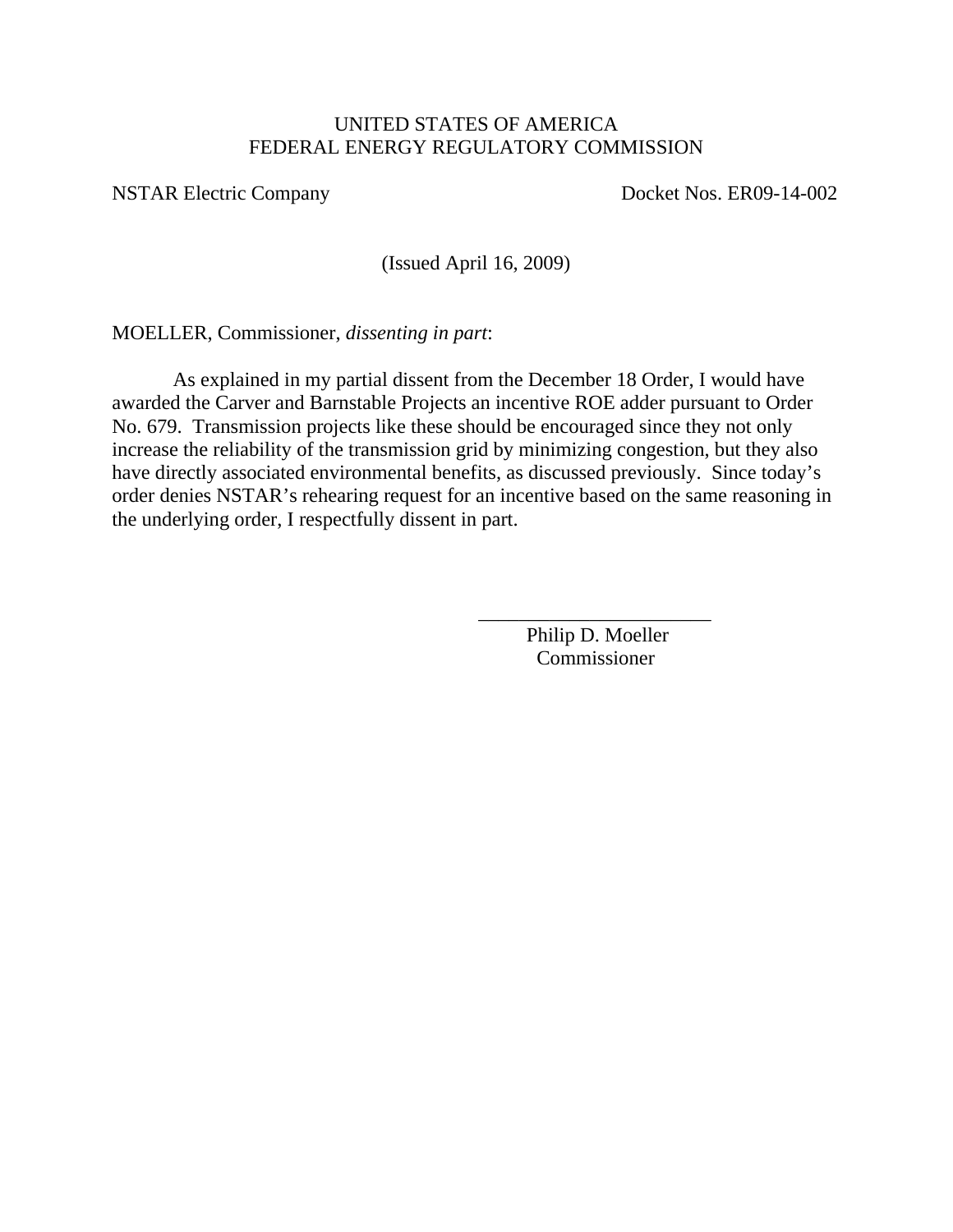UNITED STATES OF AMERICA
FEDERAL ENERGY REGULATORY COMMISSION

NSTAR Electric Company  Docket Nos. ER09-14-002

(Issued April 16, 2009)

MOELLER, Commissioner, *dissenting in part*:

As explained in my partial dissent from the December 18 Order, I would have awarded the Carver and Barnstable Projects an incentive ROE adder pursuant to Order No. 679. Transmission projects like these should be encouraged since they not only increase the reliability of the transmission grid by minimizing congestion, but they also have directly associated environmental benefits, as discussed previously. Since today's order denies NSTAR's rehearing request for an incentive based on the same reasoning in the underlying order, I respectfully dissent in part.

______________________
Philip D. Moeller
Commissioner